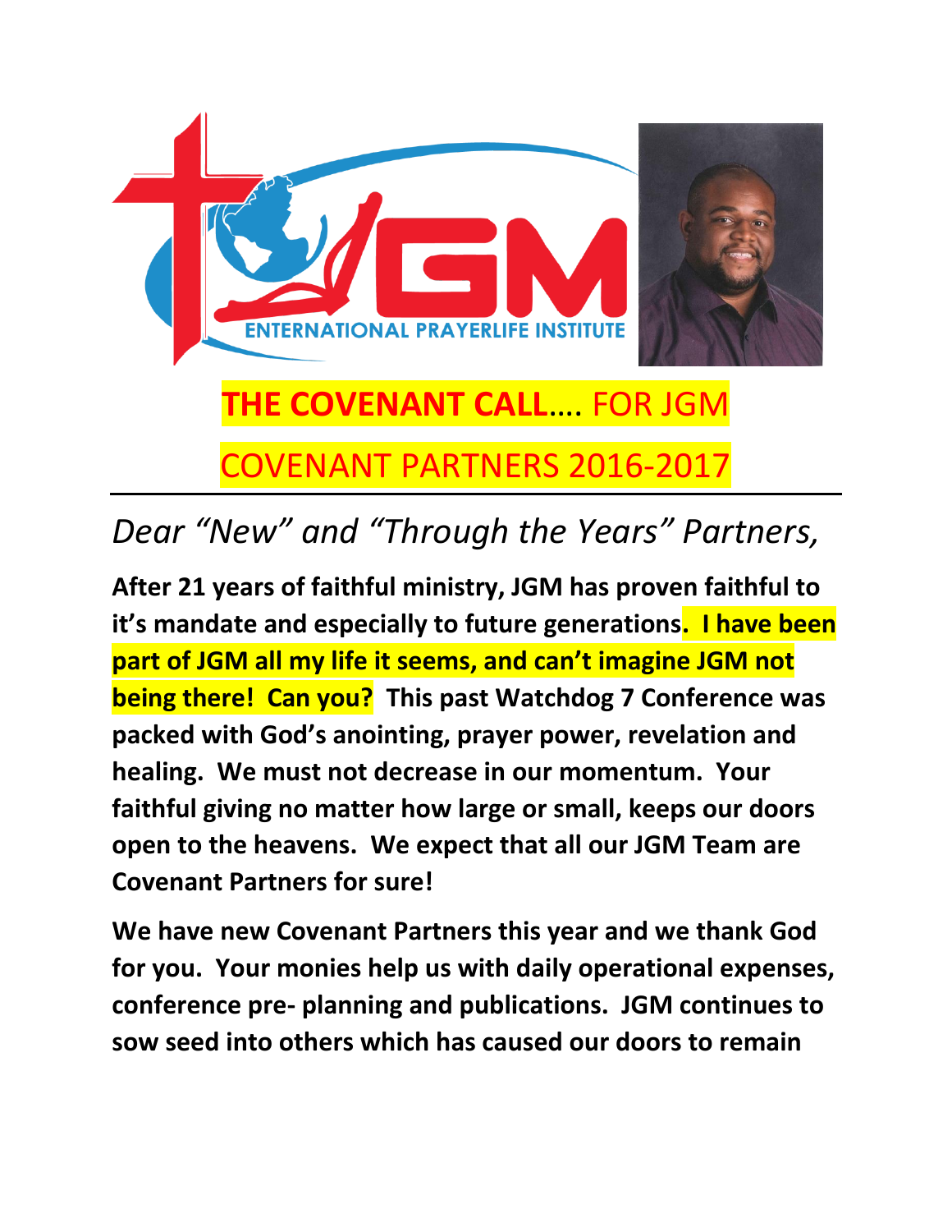ENTERNATIONAL PRAYERLIFE INSTITUTE

# **THE COVENANT CALL**…. FOR JGM COVENANT PARTNERS 2016-2017

*Dear "New" and "Through the Years" Partners,*

**After 21 years of faithful ministry, JGM has proven faithful to it's mandate and especially to future generations. I have been part of JGM all my life it seems, and can't imagine JGM not being there! Can you? This past Watchdog 7 Conference was packed with God's anointing, prayer power, revelation and healing. We must not decrease in our momentum. Your faithful giving no matter how large or small, keeps our doors open to the heavens. We expect that all our JGM Team are Covenant Partners for sure!**

**We have new Covenant Partners this year and we thank God for you. Your monies help us with daily operational expenses, conference pre- planning and publications. JGM continues to sow seed into others which has caused our doors to remain**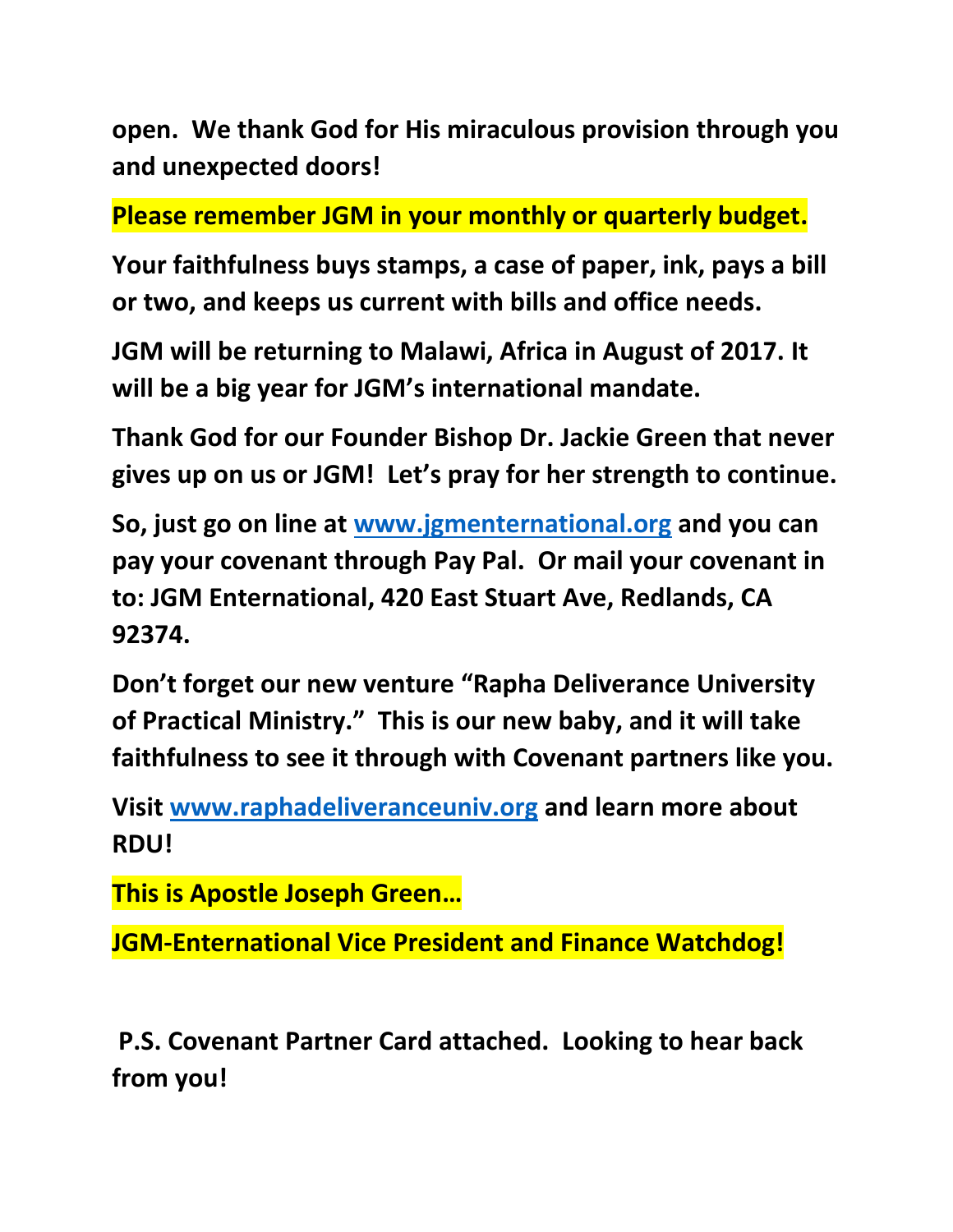**open. We thank God for His miraculous provision through you and unexpected doors!**

**Please remember JGM in your monthly or quarterly budget.**

**Your faithfulness buys stamps, a case of paper, ink, pays a bill or two, and keeps us current with bills and office needs.**

**JGM will be returning to Malawi, Africa in August of 2017. It will be a big year for JGM's international mandate.**

**Thank God for our Founder Bishop Dr. Jackie Green that never gives up on us or JGM! Let's pray for her strength to continue.**

**So, just go on line at [www.jgmenternational.org](www.jgmenternational.org) and you can pay your covenant through Pay Pal. Or mail your covenant in to: JGM Enternational, 420 East Stuart Ave, Redlands, CA 92374.**

**Don't forget our new venture "Rapha Deliverance University of Practical Ministry." This is our new baby, and it will take faithfulness to see it through with Covenant partners like you.**

**Visit [www.raphadeliveranceuniv.org](www.raphadeliveranceuniv.org) and learn more about RDU!**

**This is Apostle Joseph Green…**

**JGM-International Vice President and Finance Watchdog!**

**P.S. Covenant Partner Card attached. Looking to hear back from you!**